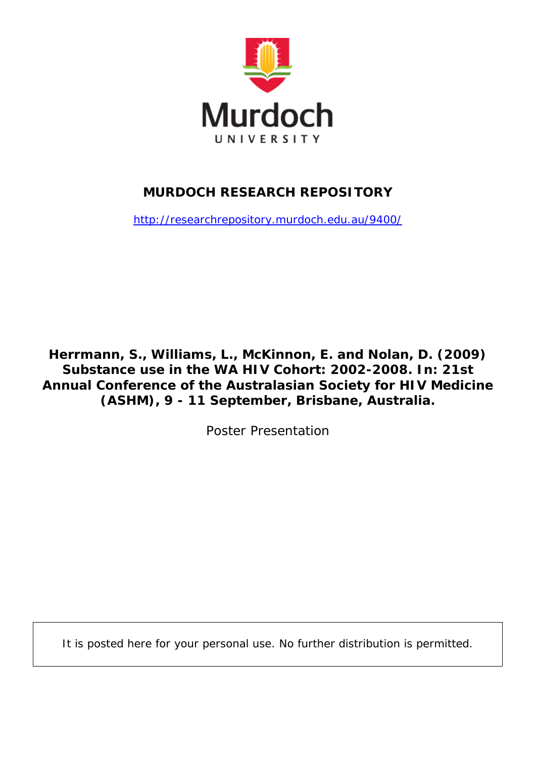Murdoch
UNIVERSITY

# MURDOCH RESEARCH REPOSITORY

http://researchrepository.murdoch.edu.au/9400/

**Herrmann, S., Williams, L., McKinnon, E. and Nolan, D. (2009) Substance use in the WA HIV Cohort: 2002-2008. In: 21st Annual Conference of the Australasian Society for HIV Medicine (ASHM), 9 - 11 September, Brisbane, Australia.**

Poster Presentation

It is posted here for your personal use. No further distribution is permitted.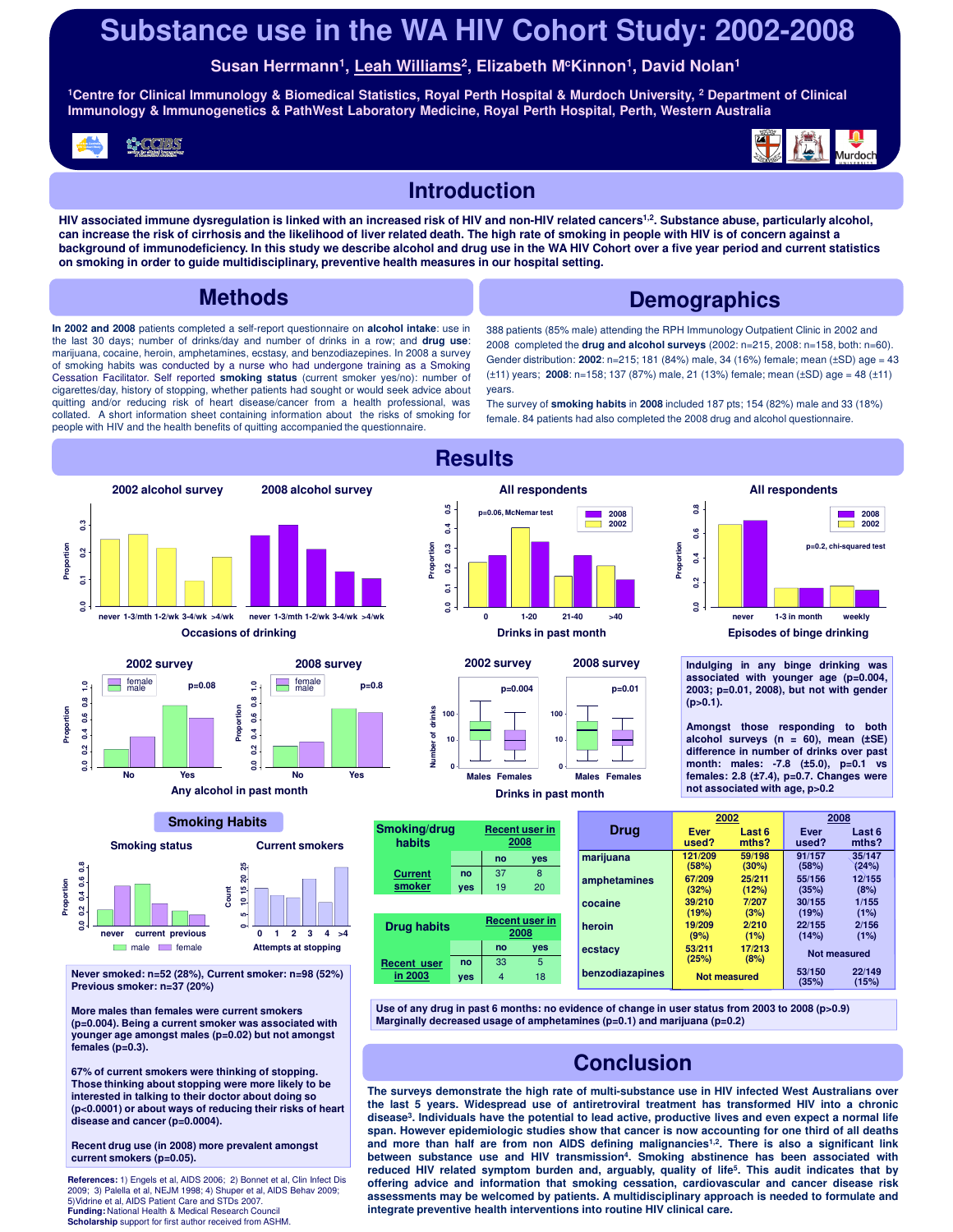# Substance use in the WA HIV Cohort Study: 2002-2008

**Susan Herrmann[1], Leah Williams[2], Elizabeth McKinnon[1], David Nolan[1]**

[1]Centre for Clinical Immunology & Biomedical Statistics, Royal Perth Hospital & Murdoch University, [2] Department of Clinical Immunology & Immunogenetics & PathWest Laboratory Medicine, Royal Perth Hospital, Perth, Western Australia

## Introduction

**HIV associated immune dysregulation is linked with an increased risk of HIV and non-HIV related cancers[1,2]. Substance abuse, particularly alcohol, can increase the risk of cirrhosis and the likelihood of liver related death. The high rate of smoking in people with HIV is of concern against a background of immunodeficiency. In this study we describe alcohol and drug use in the WA HIV Cohort over a five year period and current statistics on smoking in order to guide multidisciplinary, preventive health measures in our hospital setting.**

## Methods

**In 2002 and 2008** patients completed a self-report questionnaire on **alcohol intake**: use in the last 30 days; number of drinks/day and number of drinks in a row; and **drug use**: marijuana, cocaine, heroin, amphetamines, ecstasy, and benzodiazepines. In 2008 a survey of smoking habits was conducted by a nurse who had undergone training as a Smoking Cessation Facilitator. Self reported **smoking status** (current smoker yes/no): number of cigarettes/day, history of stopping, whether patients had sought or would seek advice about quitting and/or reducing risk of heart disease/cancer from a health professional, was collated. A short information sheet containing information about the risks of smoking for people with HIV and the health benefits of quitting accompanied the questionnaire.

## Demographics

388 patients (85% male) attending the RPH Immunology Outpatient Clinic in 2002 and 2008 completed the **drug and alcohol surveys** (2002: n=215, 2008: n=158, both: n=60). Gender distribution: **2002**: n=215; 181 (84%) male, 34 (16%) female; mean (±SD) age = 43 (±11) years; **2008**: n=158; 137 (87%) male, 21 (13%) female; mean (±SD) age = 48 (±11) years.

The survey of **smoking habits** in **2008** included 187 pts; 154 (82%) male and 33 (18%) female. 84 patients had also completed the 2008 drug and alcohol questionnaire.

## Results

2002 alcohol survey — 2008 alcohol survey

Proportion; never, 1-3/mth, 1-2/wk, 3-4/wk, >4/wk

Occasions of drinking

All respondents — p=0.06, McNemar test; 2008, 2002; Proportion; 0, 1-20, 21-40, >40

Drinks in past month

All respondents — p=0.2, chi-squared test; 2008, 2002; Proportion; never, 1-3 in month, weekly

Episodes of binge drinking

2002 survey — female, male; p=0.08; Proportion; No, Yes

2008 survey — female, male; p=0.8; Proportion; No, Yes

Any alcohol in past month

2002 survey — p=0.004; Number of drinks; Males, Females

2008 survey — p=0.01; Males, Females

Drinks in past month

**Indulging in any binge drinking was associated with younger age (p=0.004, 2003; p=0.01, 2008), but not with gender (p>0.1).**

**Amongst those responding to both alcohol surveys (n = 60), mean (±SE) difference in number of drinks over past month: males: -7.8 (±5.0), p=0.1 vs females: 2.8 (±7.4), p=0.7. Changes were not associated with age, p>0.2**

### Smoking Habits

Smoking status — Proportion; never, current, previous; male, female

Current smokers — Count; Attempts at stopping; 0, 1, 2, 3, 4, >4

**Never smoked: n=52 (28%), Current smoker: n=98 (52%) Previous smoker: n=37 (20%)**

**More males than females were current smokers (p=0.004). Being a current smoker was associated with younger age amongst males (p=0.02) but not amongst females (p=0.3).**

**67% of current smokers were thinking of stopping. Those thinking about stopping were more likely to be interested in talking to their doctor about doing so (p<0.0001) or about ways of reducing their risks of heart disease and cancer (p=0.0004).**

**Recent drug use (in 2008) more prevalent amongst current smokers (p=0.05).**

| Smoking/drug habits | | Recent user in 2008: no | Recent user in 2008: yes |
|---|---|---|---|
| Current smoker | no | 37 | 8 |
| | yes | 19 | 20 |

| Drug habits | | Recent user in 2008: no | Recent user in 2008: yes |
|---|---|---|---|
| Recent user in 2003 | no | 33 | 5 |
| | yes | 4 | 18 |

| Drug | 2002 | | 2008 | |
|---|---|---|---|---|
| | Ever used? | Last 6 mths? | Ever used? | Last 6 mths? |
| marijuana | 121/209 (58%) | 59/198 (30%) | 91/157 (58%) | 35/147 (24%) |
| amphetamines | 67/209 (32%) | 25/211 (12%) | 55/156 (35%) | 12/155 (8%) |
| cocaine | 39/210 (19%) | 7/207 (3%) | 30/155 (19%) | 1/155 (1%) |
| heroin | 19/209 (9%) | 2/210 (1%) | 22/155 (14%) | 2/156 (1%) |
| ecstacy | 53/211 (25%) | 17/213 (8%) | Not measured | |
| benzodiazapines | Not measured | | 53/150 (35%) | 22/149 (15%) |

**Use of any drug in past 6 months: no evidence of change in user status from 2003 to 2008 (p>0.9) Marginally decreased usage of amphetamines (p=0.1) and marijuana (p=0.2)**

## Conclusion

**The surveys demonstrate the high rate of multi-substance use in HIV infected West Australians over the last 5 years. Widespread use of antiretroviral treatment has transformed HIV into a chronic disease[3]. Individuals have the potential to lead active, productive lives and even expect a normal life span. However epidemiologic studies show that cancer is now accounting for one third of all deaths and more than half are from non AIDS defining malignancies[1,2]. There is also a significant link between substance use and HIV transmission[4]. Smoking abstinence has been associated with reduced HIV related symptom burden and, arguably, quality of life[5]. This audit indicates that by offering advice and information that smoking cessation, cardiovascular and cancer disease risk assessments may be welcomed by patients. A multidisciplinary approach is needed to formulate and integrate preventive health interventions into routine HIV clinical care.**

**References:** 1) Engels et al, AIDS 2006; 2) Bonnet et al, Clin Infect Dis 2009; 3) Palella et al, NEJM 1998; 4) Shuper et al, AIDS Behav 2009; 5)Vidrine et al, AIDS Patient Care and STDs 2007.
**Funding:** National Health & Medical Research Council
**Scholarship** support for first author received from ASHM.